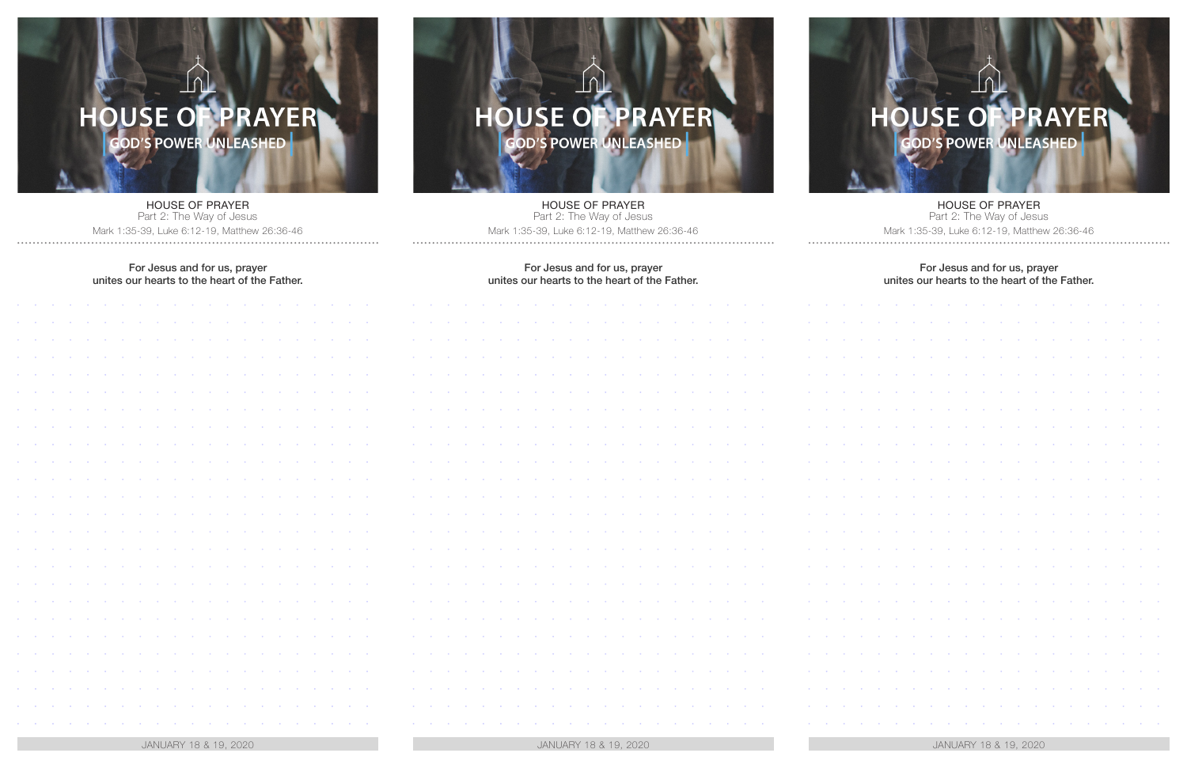# HOUSE OF PRAYER

## GOD'S POWER UNLEASHED

HOUSE OF PRAYER

Part 2: The Way of Jesus

Mark 1:35-39, Luke 6:12-19, Matthew 26:36-46

**For Jesus and for us, prayer unites our hearts to the heart of the Father.**

JANUARY 18 & 19, 2020

# HOUSE OF PRAYER

## GOD'S POWER UNLEASHED

HOUSE OF PRAYER

Part 2: The Way of Jesus

Mark 1:35-39, Luke 6:12-19, Matthew 26:36-46

**For Jesus and for us, prayer unites our hearts to the heart of the Father.**

JANUARY 18 & 19, 2020

# HOUSE OF PRAYER

## GOD'S POWER UNLEASHED

HOUSE OF PRAYER

Part 2: The Way of Jesus

Mark 1:35-39, Luke 6:12-19, Matthew 26:36-46

**For Jesus and for us, prayer unites our hearts to the heart of the Father.**

JANUARY 18 & 19, 2020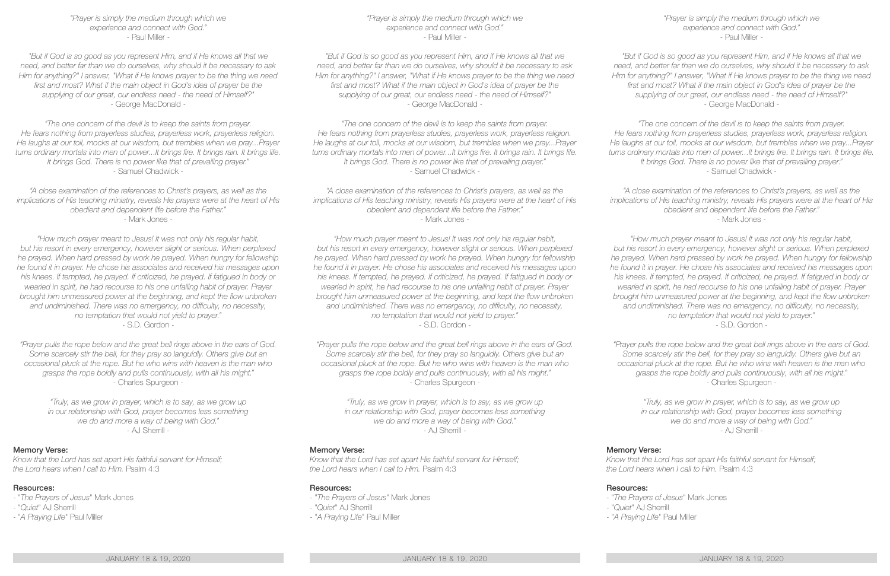*"Prayer is simply the medium through which we experience and connect with God."*
- Paul Miller -

*"But if God is so good as you represent Him, and if He knows all that we need, and better far than we do ourselves, why should it be necessary to ask Him for anything?" I answer, "What if He knows prayer to be the thing we need first and most? What if the main object in God's idea of prayer be the supplying of our great, our endless need - the need of Himself?"*
- George MacDonald -

*"The one concern of the devil is to keep the saints from prayer. He fears nothing from prayerless studies, prayerless work, prayerless religion. He laughs at our toil, mocks at our wisdom, but trembles when we pray...Prayer turns ordinary mortals into men of power...It brings fire. It brings rain. It brings life. It brings God. There is no power like that of prevailing prayer."*
- Samuel Chadwick -

*"A close examination of the references to Christ's prayers, as well as the implications of His teaching ministry, reveals His prayers were at the heart of His obedient and dependent life before the Father."*
- Mark Jones -

*"How much prayer meant to Jesus! It was not only his regular habit, but his resort in every emergency, however slight or serious. When perplexed he prayed. When hard pressed by work he prayed. When hungry for fellowship he found it in prayer. He chose his associates and received his messages upon his knees. If tempted, he prayed. If criticized, he prayed. If fatigued in body or wearied in spirit, he had recourse to his one unfailing habit of prayer. Prayer brought him unmeasured power at the beginning, and kept the flow unbroken and undiminished. There was no emergency, no difficulty, no necessity, no temptation that would not yield to prayer."*
- S.D. Gordon -

*"Prayer pulls the rope below and the great bell rings above in the ears of God. Some scarcely stir the bell, for they pray so languidly. Others give but an occasional pluck at the rope. But he who wins with heaven is the man who grasps the rope boldly and pulls continuously, with all his might."*
- Charles Spurgeon -

*"Truly, as we grow in prayer, which is to say, as we grow up in our relationship with God, prayer becomes less something we do and more a way of being with God."*
- AJ Sherrill -

**Memory Verse:**
*Know that the Lord has set apart His faithful servant for Himself; the Lord hears when I call to Him.* Psalm 4:3

**Resources:**
- "*The Prayers of Jesus*" Mark Jones
- "*Quiet*" AJ Sherrill
- "*A Praying Life*" Paul Miller

*"Prayer is simply the medium through which we experience and connect with God."*
- Paul Miller -

*"But if God is so good as you represent Him, and if He knows all that we need, and better far than we do ourselves, why should it be necessary to ask Him for anything?" I answer, "What if He knows prayer to be the thing we need first and most? What if the main object in God's idea of prayer be the supplying of our great, our endless need - the need of Himself?"*
- George MacDonald -

*"The one concern of the devil is to keep the saints from prayer. He fears nothing from prayerless studies, prayerless work, prayerless religion. He laughs at our toil, mocks at our wisdom, but trembles when we pray...Prayer turns ordinary mortals into men of power...It brings fire. It brings rain. It brings life. It brings God. There is no power like that of prevailing prayer."*
- Samuel Chadwick -

*"A close examination of the references to Christ's prayers, as well as the implications of His teaching ministry, reveals His prayers were at the heart of His obedient and dependent life before the Father."*
- Mark Jones -

*"How much prayer meant to Jesus! It was not only his regular habit, but his resort in every emergency, however slight or serious. When perplexed he prayed. When hard pressed by work he prayed. When hungry for fellowship he found it in prayer. He chose his associates and received his messages upon his knees. If tempted, he prayed. If criticized, he prayed. If fatigued in body or wearied in spirit, he had recourse to his one unfailing habit of prayer. Prayer brought him unmeasured power at the beginning, and kept the flow unbroken and undiminished. There was no emergency, no difficulty, no necessity, no temptation that would not yield to prayer."*
- S.D. Gordon -

*"Prayer pulls the rope below and the great bell rings above in the ears of God. Some scarcely stir the bell, for they pray so languidly. Others give but an occasional pluck at the rope. But he who wins with heaven is the man who grasps the rope boldly and pulls continuously, with all his might."*
- Charles Spurgeon -

*"Truly, as we grow in prayer, which is to say, as we grow up in our relationship with God, prayer becomes less something we do and more a way of being with God."*
- AJ Sherrill -

**Memory Verse:**
*Know that the Lord has set apart His faithful servant for Himself; the Lord hears when I call to Him.* Psalm 4:3

**Resources:**
- "*The Prayers of Jesus*" Mark Jones
- "*Quiet*" AJ Sherrill
- "*A Praying Life*" Paul Miller

*"Prayer is simply the medium through which we experience and connect with God."*
- Paul Miller -

*"But if God is so good as you represent Him, and if He knows all that we need, and better far than we do ourselves, why should it be necessary to ask Him for anything?" I answer, "What if He knows prayer to be the thing we need first and most? What if the main object in God's idea of prayer be the supplying of our great, our endless need - the need of Himself?"*
- George MacDonald -

*"The one concern of the devil is to keep the saints from prayer. He fears nothing from prayerless studies, prayerless work, prayerless religion. He laughs at our toil, mocks at our wisdom, but trembles when we pray...Prayer turns ordinary mortals into men of power...It brings fire. It brings rain. It brings life. It brings God. There is no power like that of prevailing prayer."*
- Samuel Chadwick -

*"A close examination of the references to Christ's prayers, as well as the implications of His teaching ministry, reveals His prayers were at the heart of His obedient and dependent life before the Father."*
- Mark Jones -

*"How much prayer meant to Jesus! It was not only his regular habit, but his resort in every emergency, however slight or serious. When perplexed he prayed. When hard pressed by work he prayed. When hungry for fellowship he found it in prayer. He chose his associates and received his messages upon his knees. If tempted, he prayed. If criticized, he prayed. If fatigued in body or wearied in spirit, he had recourse to his one unfailing habit of prayer. Prayer brought him unmeasured power at the beginning, and kept the flow unbroken and undiminished. There was no emergency, no difficulty, no necessity, no temptation that would not yield to prayer."*
- S.D. Gordon -

*"Prayer pulls the rope below and the great bell rings above in the ears of God. Some scarcely stir the bell, for they pray so languidly. Others give but an occasional pluck at the rope. But he who wins with heaven is the man who grasps the rope boldly and pulls continuously, with all his might."*
- Charles Spurgeon -

*"Truly, as we grow in prayer, which is to say, as we grow up in our relationship with God, prayer becomes less something we do and more a way of being with God."*
- AJ Sherrill -

**Memory Verse:**
*Know that the Lord has set apart His faithful servant for Himself; the Lord hears when I call to Him.* Psalm 4:3

**Resources:**
- "*The Prayers of Jesus*" Mark Jones
- "*Quiet*" AJ Sherrill
- "*A Praying Life*" Paul Miller